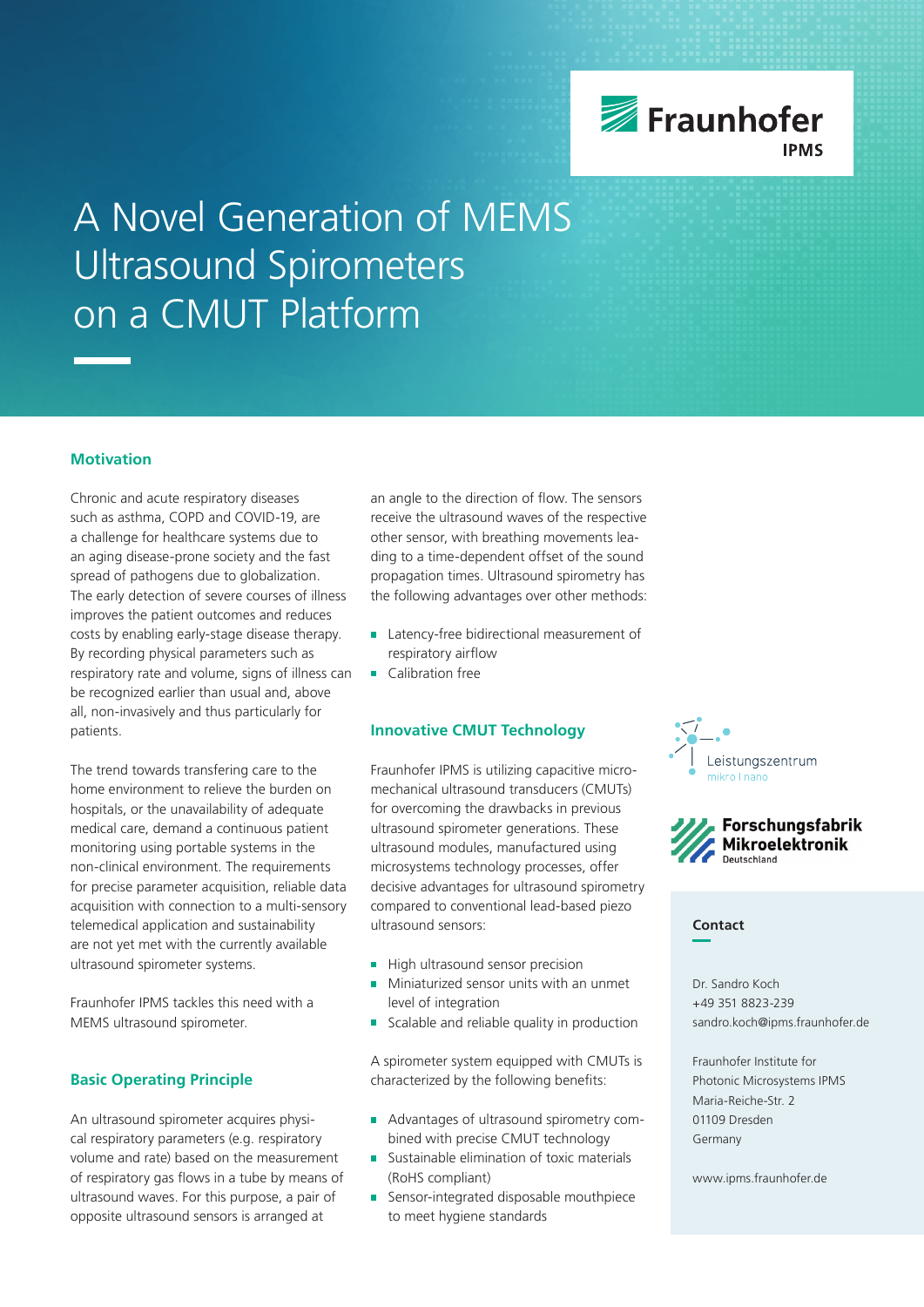# A Novel Generation of MEMS Ultrasound Spirometers on a CMUT Platform

## Motivation

Chronic and acute respiratory diseases such as asthma, COPD and COVID-19, are a challenge for healthcare systems due to an aging disease-prone society and the fast spread of pathogens due to globalization. The early detection of severe courses of illness improves the patient outcomes and reduces costs by enabling early-stage disease therapy. By recording physical parameters such as respiratory rate and volume, signs of illness can be recognized earlier than usual and, above all, non-invasively and thus particularly for patients.

The trend towards transfering care to the home environment to relieve the burden on hospitals, or the unavailability of adequate medical care, demand a continuous patient monitoring using portable systems in the non-clinical environment. The requirements for precise parameter acquisition, reliable data acquisition with connection to a multi-sensory telemedical application and sustainability are not yet met with the currently available ultrasound spirometer systems.

Fraunhofer IPMS tackles this need with a MEMS ultrasound spirometer.

## Basic Operating Principle

An ultrasound spirometer acquires physical respiratory parameters (e.g. respiratory volume and rate) based on the measurement of respiratory gas flows in a tube by means of ultrasound waves. For this purpose, a pair of opposite ultrasound sensors is arranged at an angle to the direction of flow. The sensors receive the ultrasound waves of the respective other sensor, with breathing movements leading to a time-dependent offset of the sound propagation times. Ultrasound spirometry has the following advantages over other methods:

- Latency-free bidirectional measurement of respiratory airflow
- Calibration free

## Innovative CMUT Technology

Fraunhofer IPMS is utilizing capacitive micromechanical ultrasound transducers (CMUTs) for overcoming the drawbacks in previous ultrasound spirometer generations. These ultrasound modules, manufactured using microsystems technology processes, offer decisive advantages for ultrasound spirometry compared to conventional lead-based piezo ultrasound sensors:

- High ultrasound sensor precision
- Miniaturized sensor units with an unmet level of integration
- Scalable and reliable quality in production

A spirometer system equipped with CMUTs is characterized by the following benefits:

- Advantages of ultrasound spirometry combined with precise CMUT technology
- Sustainable elimination of toxic materials (RoHS compliant)
- Sensor-integrated disposable mouthpiece to meet hygiene standards

Leistungszentrum mikro | nano

Forschungsfabrik Mikroelektronik Deutschland

## Contact

Dr. Sandro Koch
+49 351 8823-239
sandro.koch@ipms.fraunhofer.de

Fraunhofer Institute for Photonic Microsystems IPMS
Maria-Reiche-Str. 2
01109 Dresden
Germany

www.ipms.fraunhofer.de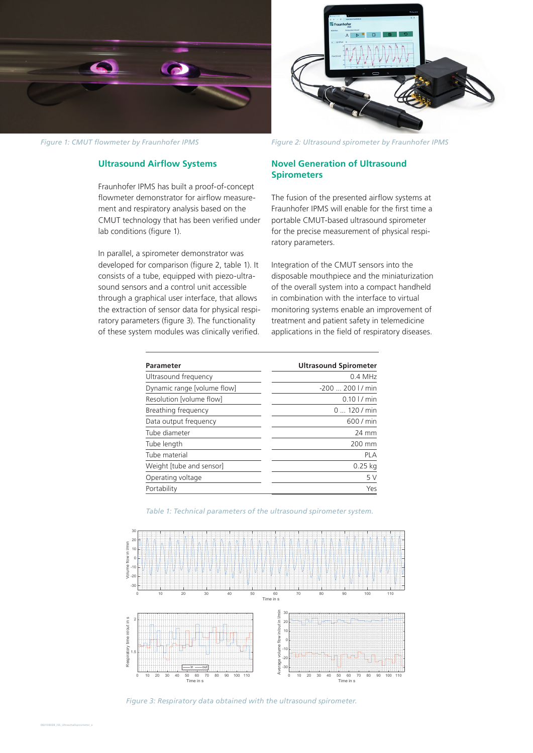Figure 1: CMUT flowmeter by Fraunhofer IPMS

Figure 2: Ultrasound spirometer by Fraunhofer IPMS

## Ultrasound Airflow Systems

Fraunhofer IPMS has built a proof-of-concept flowmeter demonstrator for airflow measurement and respiratory analysis based on the CMUT technology that has been verified under lab conditions (figure 1).

In parallel, a spirometer demonstrator was developed for comparison (figure 2, table 1). It consists of a tube, equipped with piezo-ultrasound sensors and a control unit accessible through a graphical user interface, that allows the extraction of sensor data for physical respiratory parameters (figure 3). The functionality of these system modules was clinically verified.

## Novel Generation of Ultrasound Spirometers

The fusion of the presented airflow systems at Fraunhofer IPMS will enable for the first time a portable CMUT-based ultrasound spirometer for the precise measurement of physical respiratory parameters.

Integration of the CMUT sensors into the disposable mouthpiece and the miniaturization of the overall system into a compact handheld in combination with the interface to virtual monitoring systems enable an improvement of treatment and patient safety in telemedicine applications in the field of respiratory diseases.

| Parameter | Ultrasound Spirometer |
|---|---|
| Ultrasound frequency | 0.4 MHz |
| Dynamic range [volume flow] | -200 ... 200 l / min |
| Resolution [volume flow] | 0.10 l / min |
| Breathing frequency | 0 ... 120 / min |
| Data output frequency | 600 / min |
| Tube diameter | 24 mm |
| Tube length | 200 mm |
| Tube material | PLA |
| Weight [tube and sensor] | 0.25 kg |
| Operating voltage | 5 V |
| Portability | Yes |

Table 1: Technical parameters of the ultrasound spirometer system.

Volume flow in l/min
30
20
10
0
-10
-20
-30
0 10 20 30 40 50 60 70 80 90 100 110
Time in s

Respiratory time in/out in s
2
1.5
in
out
0 10 20 30 40 50 60 70 80 90 100 110
Time in s

Average volume flow in/out in l/min
30
20
10
0
-10
-20
-30
0 10 20 30 40 50 60 70 80 90 100 110
Time in s

Figure 3: Respiratory data obtained with the ultrasound spirometer.